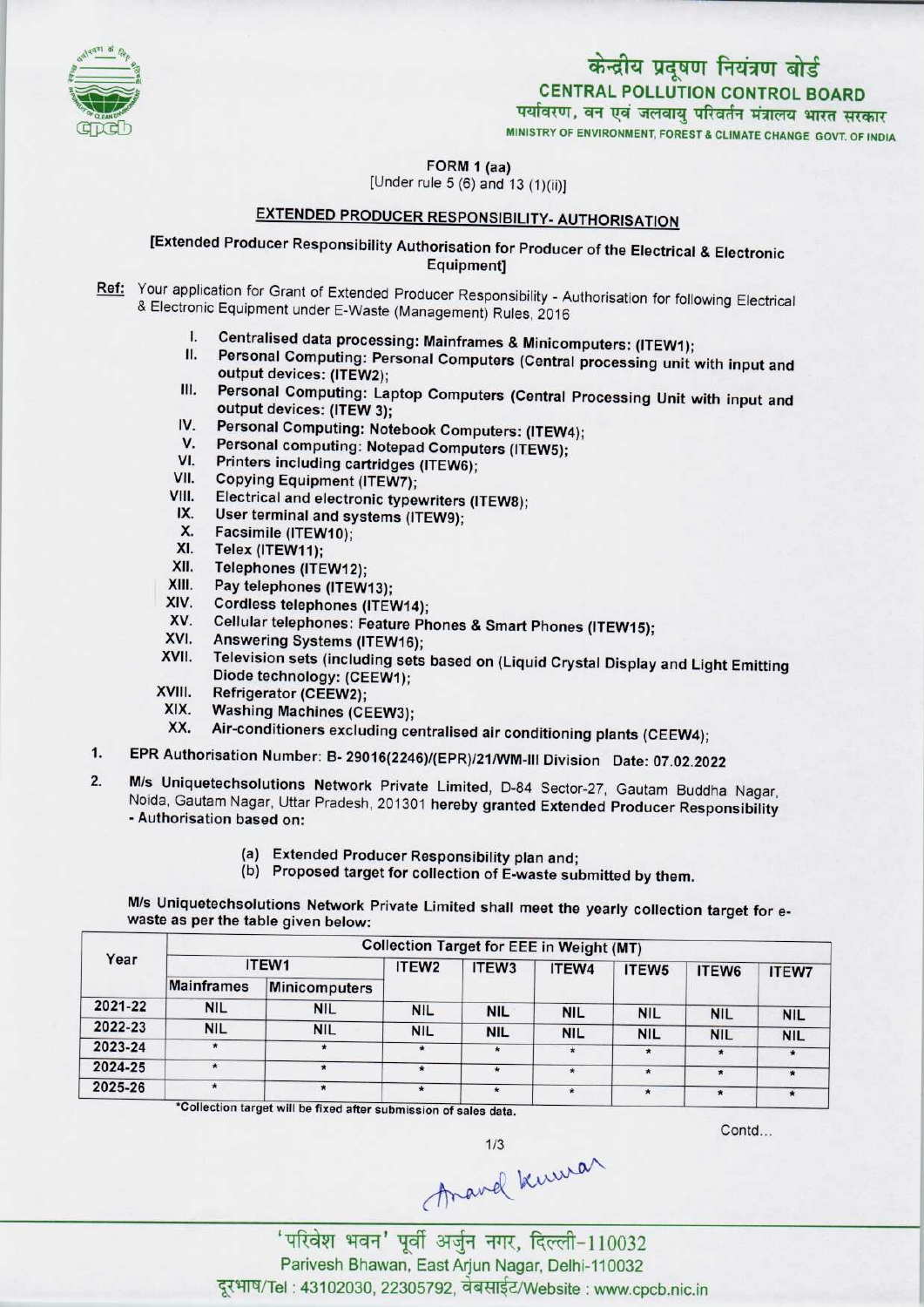# केन्द्रीय प्रदूषण नियंत्रण बोर्ड
## CENTRAL POLLUTION CONTROL BOARD
पर्यावरण, वन एवं जलवायु परिवर्तन मंत्रालय भारत सरकार
MINISTRY OF ENVIRONMENT, FOREST & CLIMATE CHANGE GOVT. OF INDIA

FORM 1 (aa)
[Under rule 5 (6) and 13 (1)(ii)]

## EXTENDED PRODUCER RESPONSIBILITY- AUTHORISATION

[Extended Producer Responsibility Authorisation for Producer of the Electrical & Electronic Equipment]

**Ref:** Your application for Grant of Extended Producer Responsibility - Authorisation for following Electrical & Electronic Equipment under E-Waste (Management) Rules, 2016

I. Centralised data processing: Mainframes & Minicomputers: (ITEW1);
II. Personal Computing: Personal Computers (Central processing unit with input and output devices: (ITEW2);
III. Personal Computing: Laptop Computers (Central Processing Unit with input and output devices: (ITEW 3);
IV. Personal Computing: Notebook Computers: (ITEW4);
V. Personal computing: Notepad Computers (ITEW5);
VI. Printers including cartridges (ITEW6);
VII. Copying Equipment (ITEW7);
VIII. Electrical and electronic typewriters (ITEW8);
IX. User terminal and systems (ITEW9);
X. Facsimile (ITEW10);
XI. Telex (ITEW11);
XII. Telephones (ITEW12);
XIII. Pay telephones (ITEW13);
XIV. Cordless telephones (ITEW14);
XV. Cellular telephones: Feature Phones & Smart Phones (ITEW15);
XVI. Answering Systems (ITEW16);
XVII. Television sets (including sets based on (Liquid Crystal Display and Light Emitting Diode technology: (CEEW1);
XVIII. Refrigerator (CEEW2);
XIX. Washing Machines (CEEW3);
XX. Air-conditioners excluding centralised air conditioning plants (CEEW4);

1. EPR Authorisation Number: B- 29016(2246)/(EPR)/21/WM-III Division Date: 07.02.2022

2. M/s Uniquetechsolutions Network Private Limited, D-84 Sector-27, Gautam Buddha Nagar, Noida, Gautam Nagar, Uttar Pradesh, 201301 hereby granted Extended Producer Responsibility - Authorisation based on:

   (a) Extended Producer Responsibility plan and;
   (b) Proposed target for collection of E-waste submitted by them.

M/s Uniquetechsolutions Network Private Limited shall meet the yearly collection target for e-waste as per the table given below:

| Year | Collection Target for EEE in Weight (MT) | | | | | | | |
|---|---|---|---|---|---|---|---|---|
| | ITEW1 | | ITEW2 | ITEW3 | ITEW4 | ITEW5 | ITEW6 | ITEW7 |
| | Mainframes | Minicomputers | | | | | | |
| 2021-22 | NIL | NIL | NIL | NIL | NIL | NIL | NIL | NIL |
| 2022-23 | NIL | NIL | NIL | NIL | NIL | NIL | NIL | NIL |
| 2023-24 | * | * | * | * | * | * | * | * |
| 2024-25 | * | * | * | * | * | * | * | * |
| 2025-26 | * | * | * | * | * | * | * | * |

*Collection target will be fixed after submission of sales data.

Contd...

Anand Kumar

'परिवेश भवन' पूर्वी अर्जुन नगर, दिल्ली-110032
Parivesh Bhawan, East Arjun Nagar, Delhi-110032
दूरभाष/Tel : 43102030, 22305792, वेबसाईट/Website : www.cpcb.nic.in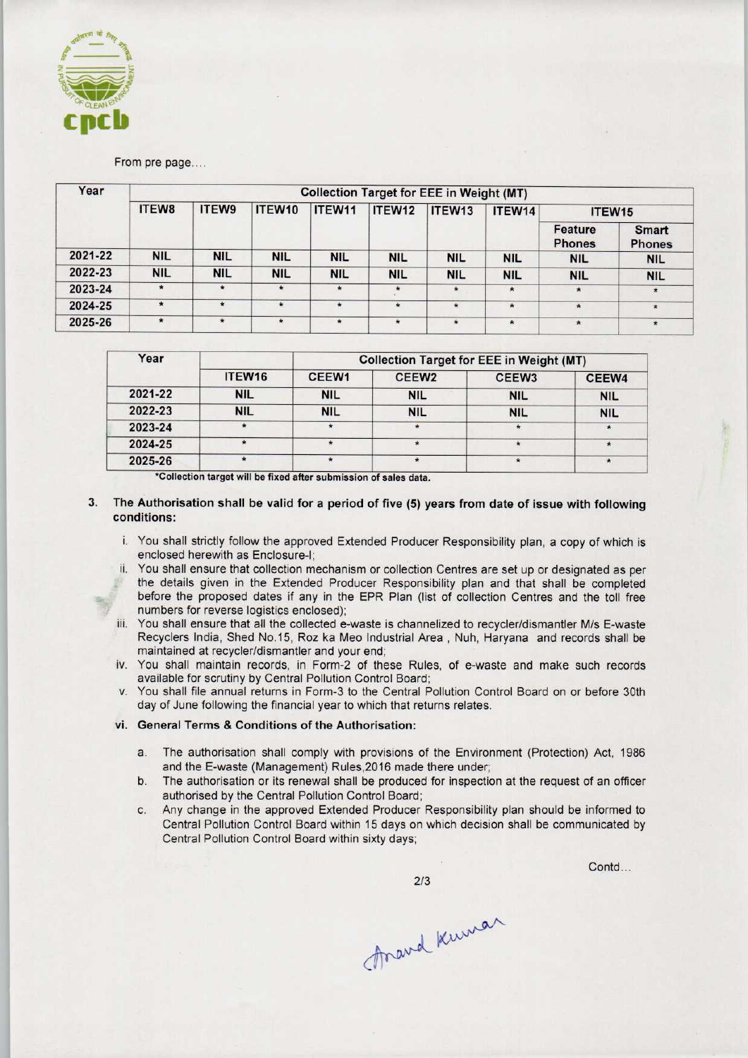From pre page....

| Year | Collection Target for EEE in Weight (MT) | | | | | | | | |
|---|---|---|---|---|---|---|---|---|---|
| | ITEW8 | ITEW9 | ITEW10 | ITEW11 | ITEW12 | ITEW13 | ITEW14 | ITEW15 | |
| | | | | | | | | Feature Phones | Smart Phones |
| 2021-22 | NIL | NIL | NIL | NIL | NIL | NIL | NIL | NIL | NIL |
| 2022-23 | NIL | NIL | NIL | NIL | NIL | NIL | NIL | NIL | NIL |
| 2023-24 | * | * | * | * | * | * | * | * | * |
| 2024-25 | * | * | * | * | * | * | * | * | * |
| 2025-26 | * | * | * | * | * | * | * | * | * |

| Year | Collection Target for EEE in Weight (MT) | | | | |
|---|---|---|---|---|---|
| | ITEW16 | CEEW1 | CEEW2 | CEEW3 | CEEW4 |
| 2021-22 | NIL | NIL | NIL | NIL | NIL |
| 2022-23 | NIL | NIL | NIL | NIL | NIL |
| 2023-24 | * | * | * | * | * |
| 2024-25 | * | * | * | * | * |
| 2025-26 | * | * | * | * | * |

*Collection target will be fixed after submission of sales data.

3. **The Authorisation shall be valid for a period of five (5) years from date of issue with following conditions:**

   i. You shall strictly follow the approved Extended Producer Responsibility plan, a copy of which is enclosed herewith as Enclosure-I;

   ii. You shall ensure that collection mechanism or collection Centres are set up or designated as per the details given in the Extended Producer Responsibility plan and that shall be completed before the proposed dates if any in the EPR Plan (list of collection Centres and the toll free numbers for reverse logistics enclosed);

   iii. You shall ensure that all the collected e-waste is channelized to recycler/dismantler M/s E-waste Recyclers India, Shed No.15, Roz ka Meo Industrial Area , Nuh, Haryana and records shall be maintained at recycler/dismantler and your end;

   iv. You shall maintain records, in Form-2 of these Rules, of e-waste and make such records available for scrutiny by Central Pollution Control Board;

   v. You shall file annual returns in Form-3 to the Central Pollution Control Board on or before 30th day of June following the financial year to which that returns relates.

   vi. **General Terms & Conditions of the Authorisation:**

      a. The authorisation shall comply with provisions of the Environment (Protection) Act, 1986 and the E-waste (Management) Rules,2016 made there under;

      b. The authorisation or its renewal shall be produced for inspection at the request of an officer authorised by the Central Pollution Control Board;

      c. Any change in the approved Extended Producer Responsibility plan should be informed to Central Pollution Control Board within 15 days on which decision shall be communicated by Central Pollution Control Board within sixty days;

Contd...

Anand Kumar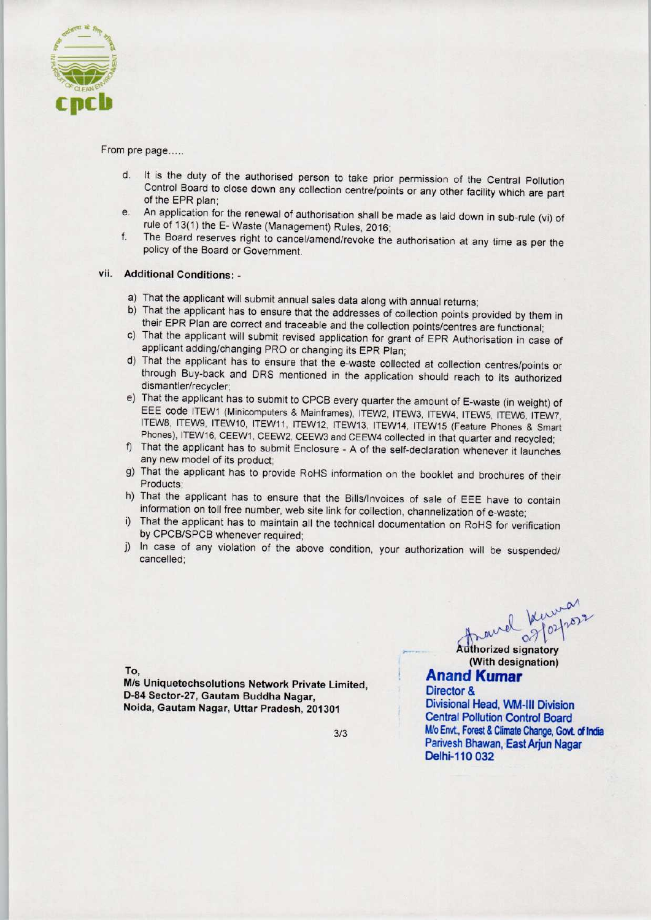From pre page.....

d. It is the duty of the authorised person to take prior permission of the Central Pollution Control Board to close down any collection centre/points or any other facility which are part of the EPR plan;
e. An application for the renewal of authorisation shall be made as laid down in sub-rule (vi) of rule of 13(1) the E- Waste (Management) Rules, 2016;
f. The Board reserves right to cancel/amend/revoke the authorisation at any time as per the policy of the Board or Government.

vii. **Additional Conditions: -**

a) That the applicant will submit annual sales data along with annual returns;
b) That the applicant has to ensure that the addresses of collection points provided by them in their EPR Plan are correct and traceable and the collection points/centres are functional;
c) That the applicant will submit revised application for grant of EPR Authorisation in case of applicant adding/changing PRO or changing its EPR Plan;
d) That the applicant has to ensure that the e-waste collected at collection centres/points or through Buy-back and DRS mentioned in the application should reach to its authorized dismantler/recycler;
e) That the applicant has to submit to CPCB every quarter the amount of E-waste (in weight) of EEE code ITEW1 (Minicomputers & Mainframes), ITEW2, ITEW3, ITEW4, ITEW5, ITEW6, ITEW7, ITEW8, ITEW9, ITEW10, ITEW11, ITEW12, ITEW13, ITEW14, ITEW15 (Feature Phones & Smart Phones), ITEW16, CEEW1, CEEW2, CEEW3 and CEEW4 collected in that quarter and recycled;
f) That the applicant has to submit Enclosure - A of the self-declaration whenever it launches any new model of its product;
g) That the applicant has to provide RoHS information on the booklet and brochures of their Products;
h) That the applicant has to ensure that the Bills/Invoices of sale of EEE have to contain information on toll free number, web site link for collection, channelization of e-waste;
i) That the applicant has to maintain all the technical documentation on RoHS for verification by CPCB/SPCB whenever required;
j) In case of any violation of the above condition, your authorization will be suspended/ cancelled;

Anand Kumar 07/02/2022

Authorized signatory
(With designation)

**Anand Kumar**
Director &
Divisional Head, WM-III Division
Central Pollution Control Board
M/o Envt., Forest & Climate Change, Govt. of India
Parivesh Bhawan, East Arjun Nagar
Delhi-110 032

To,
M/s Uniquetechsolutions Network Private Limited,
D-84 Sector-27, Gautam Buddha Nagar,
Noida, Gautam Nagar, Uttar Pradesh, 201301